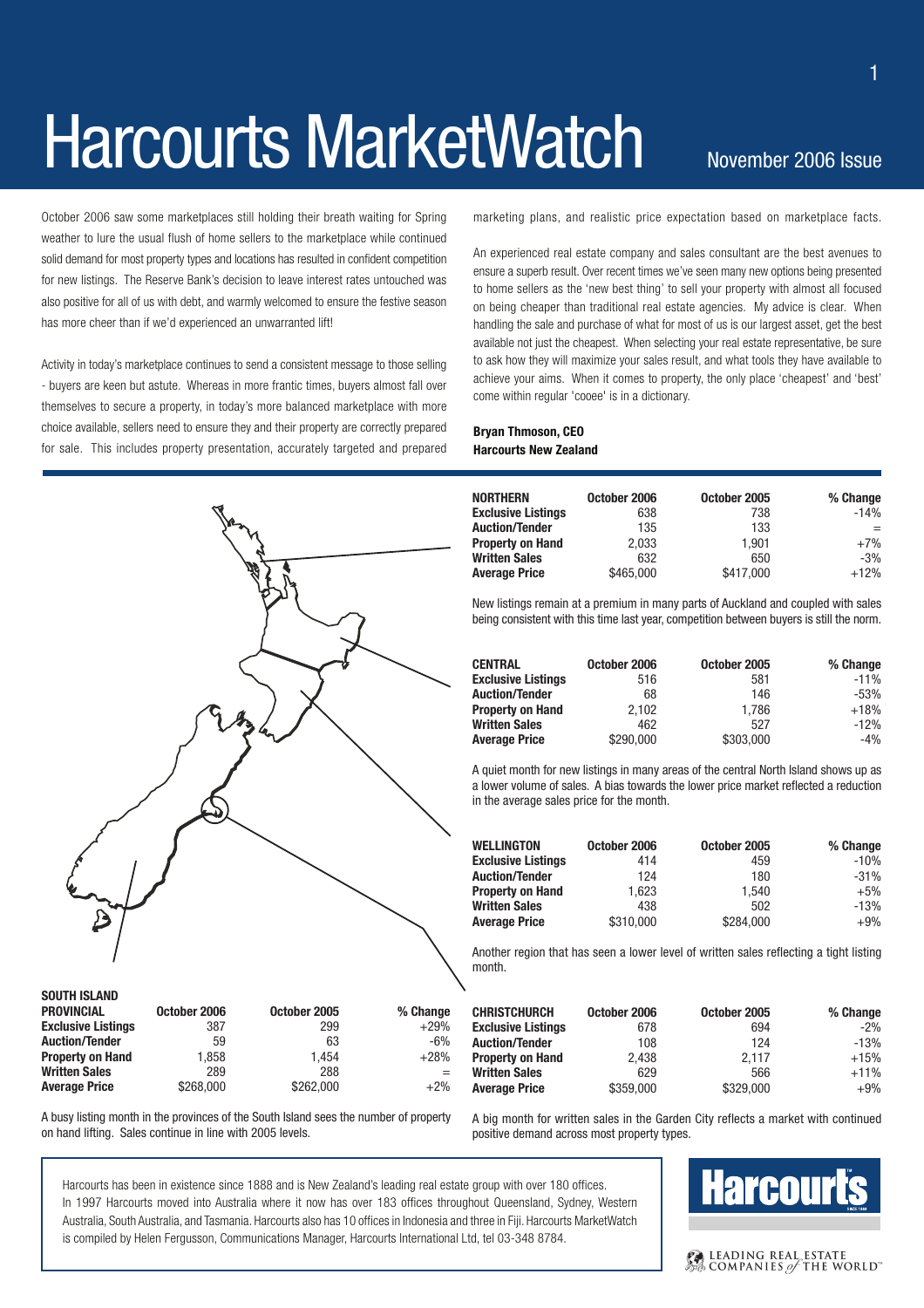# Harcourts MarketWatch

November 2006 Issue

October 2006 saw some marketplaces still holding their breath waiting for Spring weather to lure the usual flush of home sellers to the marketplace while continued solid demand for most property types and locations has resulted in confident competition for new listings. The Reserve Bank's decision to leave interest rates untouched was also positive for all of us with debt, and warmly welcomed to ensure the festive season has more cheer than if we'd experienced an unwarranted lift!

Activity in today's marketplace continues to send a consistent message to those selling - buyers are keen but astute. Whereas in more frantic times, buyers almost fall over themselves to secure a property, in today's more balanced marketplace with more choice available, sellers need to ensure they and their property are correctly prepared for sale. This includes property presentation, accurately targeted and prepared marketing plans, and realistic price expectation based on marketplace facts.

An experienced real estate company and sales consultant are the best avenues to ensure a superb result. Over recent times we've seen many new options being presented to home sellers as the 'new best thing' to sell your property with almost all focused on being cheaper than traditional real estate agencies. My advice is clear. When handling the sale and purchase of what for most of us is our largest asset, get the best available not just the cheapest. When selecting your real estate representative, be sure to ask how they will maximize your sales result, and what tools they have available to achieve your aims. When it comes to property, the only place 'cheapest' and 'best' come within regular 'cooee' is in a dictionary.

**Bryan Thmoson, CEO**
**Harcourts New Zealand**

| NORTHERN | October 2006 | October 2005 | % Change |
|---|---|---|---|
| **Exclusive Listings** | 638 | 738 | -14% |
| **Auction/Tender** | 135 | 133 | = |
| **Property on Hand** | 2,033 | 1,901 | +7% |
| **Written Sales** | 632 | 650 | -3% |
| **Average Price** | $465,000 | $417,000 | +12% |

New listings remain at a premium in many parts of Auckland and coupled with sales being consistent with this time last year, competition between buyers is still the norm.

| CENTRAL | October 2006 | October 2005 | % Change |
|---|---|---|---|
| **Exclusive Listings** | 516 | 581 | -11% |
| **Auction/Tender** | 68 | 146 | -53% |
| **Property on Hand** | 2,102 | 1,786 | +18% |
| **Written Sales** | 462 | 527 | -12% |
| **Average Price** | $290,000 | $303,000 | -4% |

A quiet month for new listings in many areas of the central North Island shows up as a lower volume of sales. A bias towards the lower price market reflected a reduction in the average sales price for the month.

| WELLINGTON | October 2006 | October 2005 | % Change |
|---|---|---|---|
| **Exclusive Listings** | 414 | 459 | -10% |
| **Auction/Tender** | 124 | 180 | -31% |
| **Property on Hand** | 1,623 | 1,540 | +5% |
| **Written Sales** | 438 | 502 | -13% |
| **Average Price** | $310,000 | $284,000 | +9% |

Another region that has seen a lower level of written sales reflecting a tight listing month.

| SOUTH ISLAND PROVINCIAL | October 2006 | October 2005 | % Change |
|---|---|---|---|
| **Exclusive Listings** | 387 | 299 | +29% |
| **Auction/Tender** | 59 | 63 | -6% |
| **Property on Hand** | 1,858 | 1,454 | +28% |
| **Written Sales** | 289 | 288 | = |
| **Average Price** | $268,000 | $262,000 | +2% |

A busy listing month in the provinces of the South Island sees the number of property on hand lifting. Sales continue in line with 2005 levels.

| CHRISTCHURCH | October 2006 | October 2005 | % Change |
|---|---|---|---|
| **Exclusive Listings** | 678 | 694 | -2% |
| **Auction/Tender** | 108 | 124 | -13% |
| **Property on Hand** | 2,438 | 2,117 | +15% |
| **Written Sales** | 629 | 566 | +11% |
| **Average Price** | $359,000 | $329,000 | +9% |

A big month for written sales in the Garden City reflects a market with continued positive demand across most property types.

Harcourts has been in existence since 1888 and is New Zealand's leading real estate group with over 180 offices. In 1997 Harcourts moved into Australia where it now has over 183 offices throughout Queensland, Sydney, Western Australia, South Australia, and Tasmania. Harcourts also has 10 offices in Indonesia and three in Fiji. Harcourts MarketWatch is compiled by Helen Fergusson, Communications Manager, Harcourts International Ltd, tel 03-348 8784.

Harcourts

LEADING REAL ESTATE COMPANIES of THE WORLD™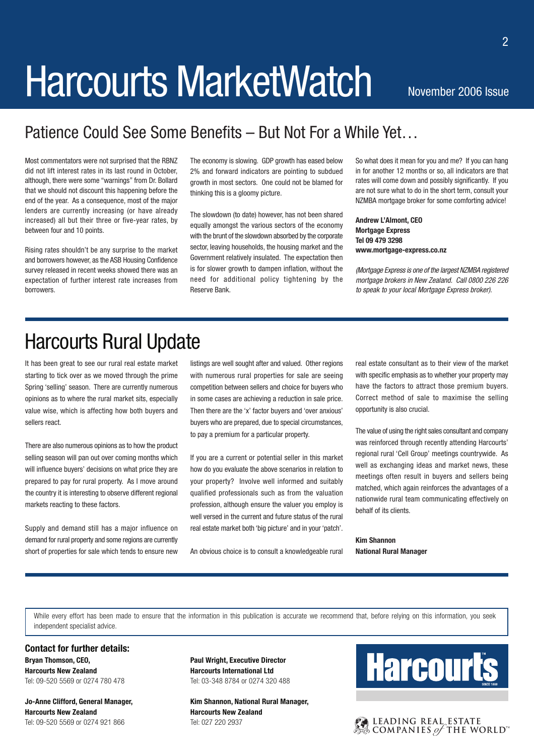# Harcourts MarketWatch

November 2006 Issue

## Patience Could See Some Benefits – But Not For a While Yet…

Most commentators were not surprised that the RBNZ did not lift interest rates in its last round in October, although, there were some "warnings" from Dr. Bollard that we should not discount this happening before the end of the year. As a consequence, most of the major lenders are currently increasing (or have already increased) all but their three or five-year rates, by between four and 10 points.

Rising rates shouldn't be any surprise to the market and borrowers however, as the ASB Housing Confidence survey released in recent weeks showed there was an expectation of further interest rate increases from borrowers.

The economy is slowing. GDP growth has eased below 2% and forward indicators are pointing to subdued growth in most sectors. One could not be blamed for thinking this is a gloomy picture.

The slowdown (to date) however, has not been shared equally amongst the various sectors of the economy with the brunt of the slowdown absorbed by the corporate sector, leaving households, the housing market and the Government relatively insulated. The expectation then is for slower growth to dampen inflation, without the need for additional policy tightening by the Reserve Bank.

So what does it mean for you and me? If you can hang in for another 12 months or so, all indicators are that rates will come down and possibly significantly. If you are not sure what to do in the short term, consult your NZMBA mortgage broker for some comforting advice!

**Andrew L'Almont, CEO**
**Mortgage Express**
**Tel 09 479 3298**
**www.mortgage-express.co.nz**

*(Mortgage Express is one of the largest NZMBA registered mortgage brokers in New Zealand. Call 0800 226 226 to speak to your local Mortgage Express broker).*

## Harcourts Rural Update

It has been great to see our rural real estate market starting to tick over as we moved through the prime Spring 'selling' season. There are currently numerous opinions as to where the rural market sits, especially value wise, which is affecting how both buyers and sellers react.

There are also numerous opinions as to how the product selling season will pan out over coming months which will influence buyers' decisions on what price they are prepared to pay for rural property. As I move around the country it is interesting to observe different regional markets reacting to these factors.

Supply and demand still has a major influence on demand for rural property and some regions are currently short of properties for sale which tends to ensure new listings are well sought after and valued. Other regions with numerous rural properties for sale are seeing competition between sellers and choice for buyers who in some cases are achieving a reduction in sale price. Then there are the 'x' factor buyers and 'over anxious' buyers who are prepared, due to special circumstances, to pay a premium for a particular property.

If you are a current or potential seller in this market how do you evaluate the above scenarios in relation to your property? Involve well informed and suitably qualified professionals such as from the valuation profession, although ensure the valuer you employ is well versed in the current and future status of the rural real estate market both 'big picture' and in your 'patch'.

An obvious choice is to consult a knowledgeable rural real estate consultant as to their view of the market with specific emphasis as to whether your property may have the factors to attract those premium buyers. Correct method of sale to maximise the selling opportunity is also crucial.

The value of using the right sales consultant and company was reinforced through recently attending Harcourts' regional rural 'Cell Group' meetings countrywide. As well as exchanging ideas and market news, these meetings often result in buyers and sellers being matched, which again reinforces the advantages of a nationwide rural team communicating effectively on behalf of its clients.

**Kim Shannon**
**National Rural Manager**

While every effort has been made to ensure that the information in this publication is accurate we recommend that, before relying on this information, you seek independent specialist advice.

### Contact for further details:

**Bryan Thomson, CEO,**
**Harcourts New Zealand**
Tel: 09-520 5569 or 0274 780 478

**Jo-Anne Clifford, General Manager,**
**Harcourts New Zealand**
Tel: 09-520 5569 or 0274 921 866

**Paul Wright, Executive Director**
**Harcourts International Ltd**
Tel: 03-348 8784 or 0274 320 488

**Kim Shannon, National Rural Manager,**
**Harcourts New Zealand**
Tel: 027 220 2937

Harcourts SINCE 1888

LEADING REAL ESTATE COMPANIES of THE WORLD™